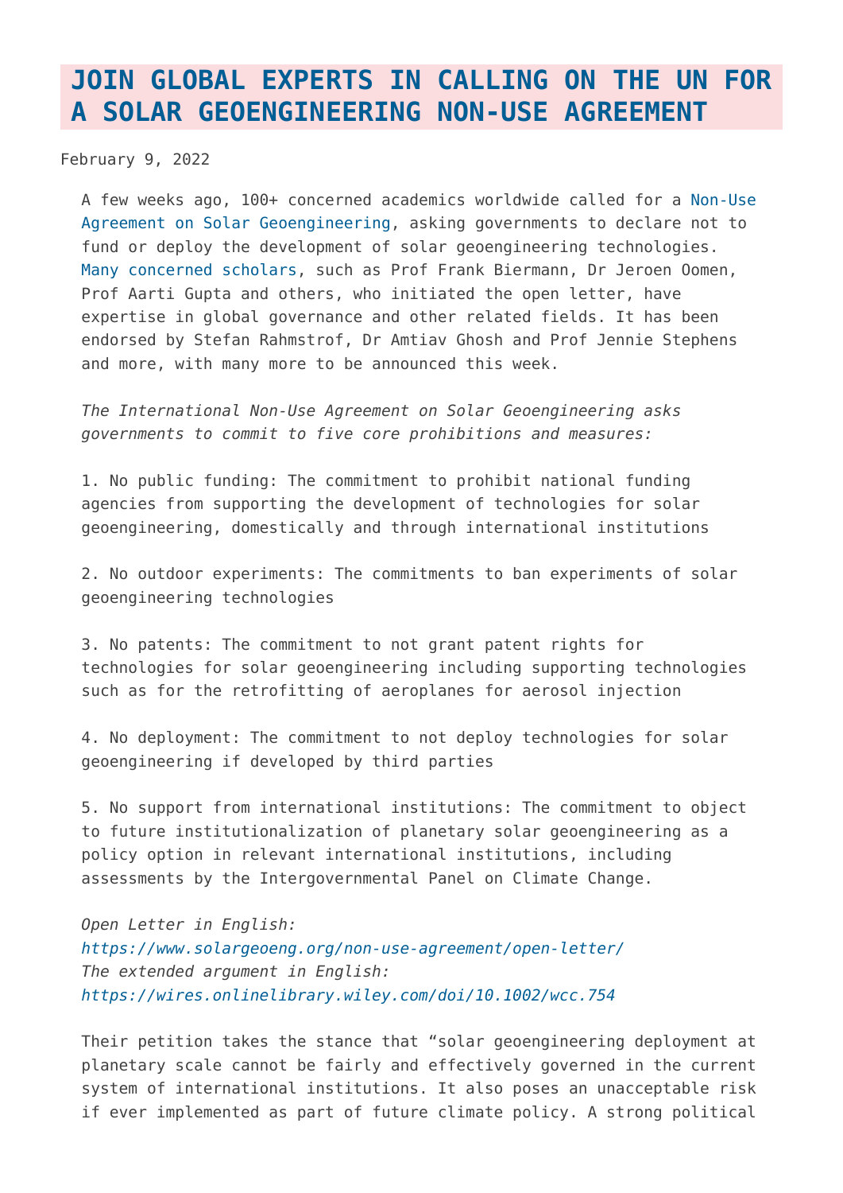# JOIN GLOBAL EXPERTS IN CALLING ON THE UN FOR A SOLAR GEOENGINEERING NON-USE AGREEMENT

February 9, 2022

A few weeks ago, 100+ concerned academics worldwide called for a Non-Use Agreement on Solar Geoengineering, asking governments to declare not to fund or deploy the development of solar geoengineering technologies. Many concerned scholars, such as Prof Frank Biermann, Dr Jeroen Oomen, Prof Aarti Gupta and others, who initiated the open letter, have expertise in global governance and other related fields. It has been endorsed by Stefan Rahmstrof, Dr Amtiav Ghosh and Prof Jennie Stephens and more, with many more to be announced this week.

*The International Non-Use Agreement on Solar Geoengineering asks governments to commit to five core prohibitions and measures:*

1. No public funding: The commitment to prohibit national funding agencies from supporting the development of technologies for solar geoengineering, domestically and through international institutions

2. No outdoor experiments: The commitments to ban experiments of solar geoengineering technologies

3. No patents: The commitment to not grant patent rights for technologies for solar geoengineering including supporting technologies such as for the retrofitting of aeroplanes for aerosol injection

4. No deployment: The commitment to not deploy technologies for solar geoengineering if developed by third parties

5. No support from international institutions: The commitment to object to future institutionalization of planetary solar geoengineering as a policy option in relevant international institutions, including assessments by the Intergovernmental Panel on Climate Change.

*Open Letter in English:*
*https://www.solargeoeng.org/non-use-agreement/open-letter/*
*The extended argument in English:*
*https://wires.onlinelibrary.wiley.com/doi/10.1002/wcc.754*

Their petition takes the stance that "solar geoengineering deployment at planetary scale cannot be fairly and effectively governed in the current system of international institutions. It also poses an unacceptable risk if ever implemented as part of future climate policy. A strong political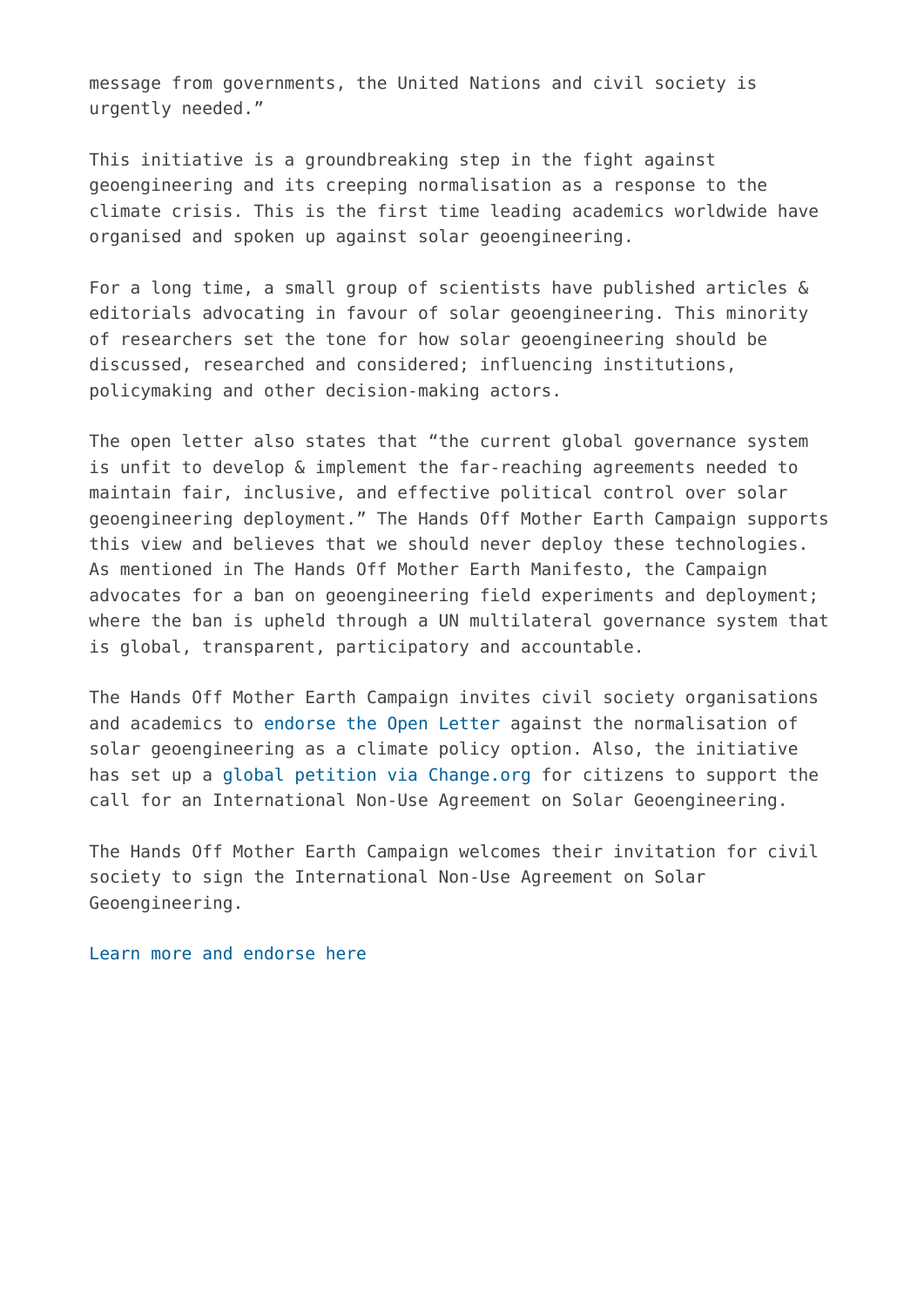message from governments, the United Nations and civil society is urgently needed."

This initiative is a groundbreaking step in the fight against geoengineering and its creeping normalisation as a response to the climate crisis. This is the first time leading academics worldwide have organised and spoken up against solar geoengineering.

For a long time, a small group of scientists have published articles & editorials advocating in favour of solar geoengineering. This minority of researchers set the tone for how solar geoengineering should be discussed, researched and considered; influencing institutions, policymaking and other decision-making actors.

The open letter also states that "the current global governance system is unfit to develop & implement the far-reaching agreements needed to maintain fair, inclusive, and effective political control over solar geoengineering deployment." The Hands Off Mother Earth Campaign supports this view and believes that we should never deploy these technologies. As mentioned in The Hands Off Mother Earth Manifesto, the Campaign advocates for a ban on geoengineering field experiments and deployment; where the ban is upheld through a UN multilateral governance system that is global, transparent, participatory and accountable.

The Hands Off Mother Earth Campaign invites civil society organisations and academics to endorse the Open Letter against the normalisation of solar geoengineering as a climate policy option. Also, the initiative has set up a global petition via Change.org for citizens to support the call for an International Non-Use Agreement on Solar Geoengineering.

The Hands Off Mother Earth Campaign welcomes their invitation for civil society to sign the International Non-Use Agreement on Solar Geoengineering.

Learn more and endorse here